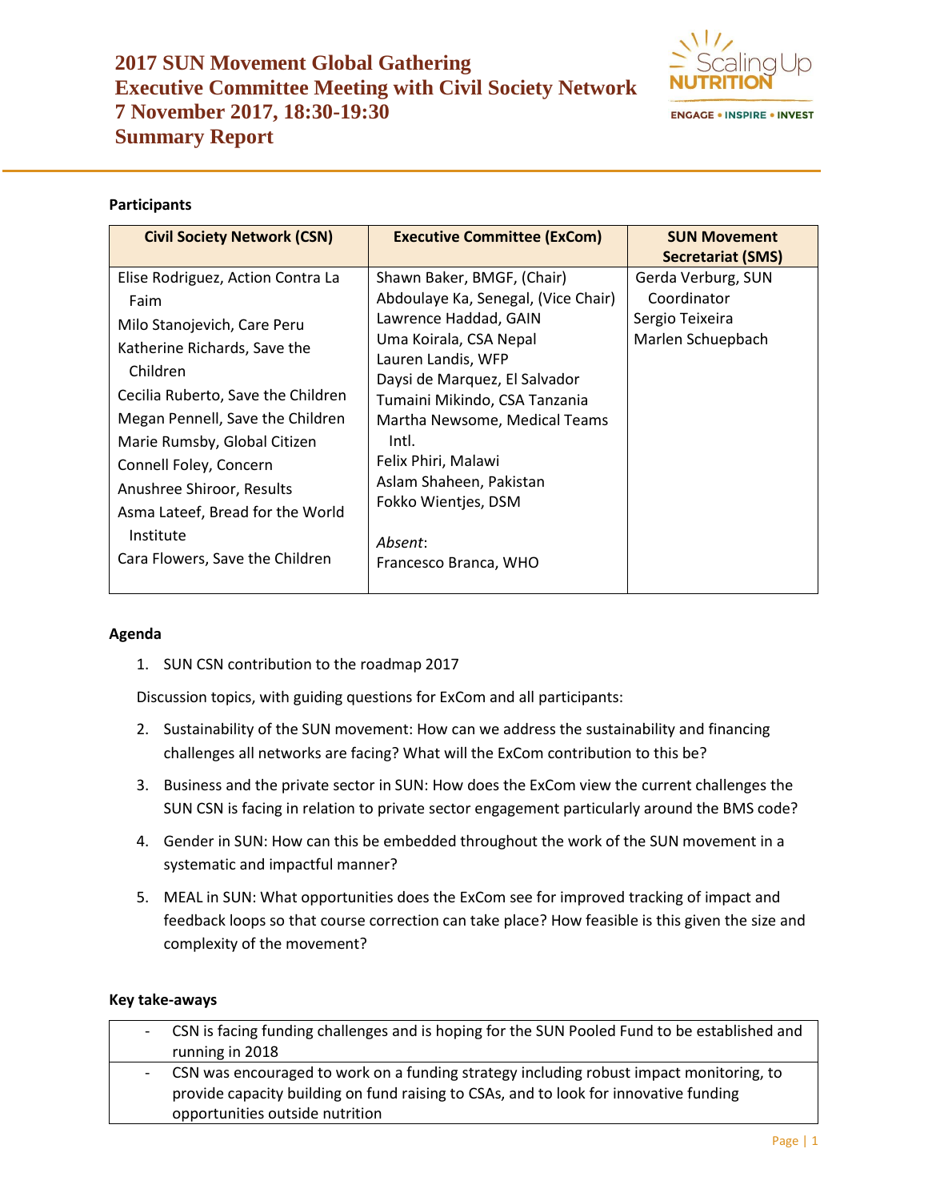# 2017 SUN Movement Global Gathering
# Executive Committee Meeting with Civil Society Network
# 7 November 2017, 18:30-19:30
# Summary Report

**Participants**

| Civil Society Network (CSN) | Executive Committee (ExCom) | SUN Movement Secretariat (SMS) |
|---|---|---|
| Elise Rodriguez, Action Contra La Faim<br>Milo Stanojevich, Care Peru<br>Katherine Richards, Save the Children<br>Cecilia Ruberto, Save the Children<br>Megan Pennell, Save the Children<br>Marie Rumsby, Global Citizen<br>Connell Foley, Concern<br>Anushree Shiroor, Results<br>Asma Lateef, Bread for the World Institute<br>Cara Flowers, Save the Children | Shawn Baker, BMGF, (Chair)<br>Abdoulaye Ka, Senegal, (Vice Chair)<br>Lawrence Haddad, GAIN<br>Uma Koirala, CSA Nepal<br>Lauren Landis, WFP<br>Daysi de Marquez, El Salvador<br>Tumaini Mikindo, CSA Tanzania<br>Martha Newsome, Medical Teams Intl.<br>Felix Phiri, Malawi<br>Aslam Shaheen, Pakistan<br>Fokko Wientjes, DSM<br><br>*Absent*:<br>Francesco Branca, WHO | Gerda Verburg, SUN Coordinator<br>Sergio Teixeira<br>Marlen Schuepbach |

**Agenda**

1. SUN CSN contribution to the roadmap 2017

Discussion topics, with guiding questions for ExCom and all participants:

2. Sustainability of the SUN movement: How can we address the sustainability and financing challenges all networks are facing? What will the ExCom contribution to this be?
3. Business and the private sector in SUN: How does the ExCom view the current challenges the SUN CSN is facing in relation to private sector engagement particularly around the BMS code?
4. Gender in SUN: How can this be embedded throughout the work of the SUN movement in a systematic and impactful manner?
5. MEAL in SUN: What opportunities does the ExCom see for improved tracking of impact and feedback loops so that course correction can take place? How feasible is this given the size and complexity of the movement?

**Key take-aways**

- CSN is facing funding challenges and is hoping for the SUN Pooled Fund to be established and running in 2018
- CSN was encouraged to work on a funding strategy including robust impact monitoring, to provide capacity building on fund raising to CSAs, and to look for innovative funding opportunities outside nutrition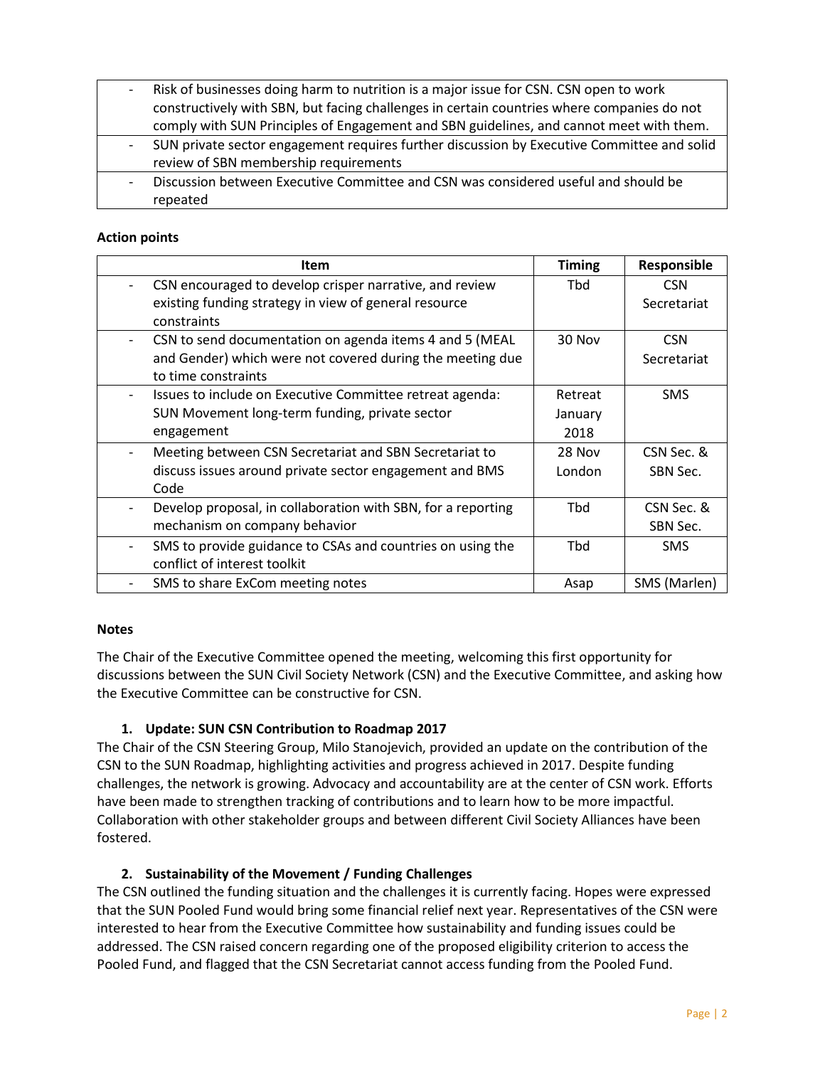| |
|---|
| - Risk of businesses doing harm to nutrition is a major issue for CSN. CSN open to work constructively with SBN, but facing challenges in certain countries where companies do not comply with SUN Principles of Engagement and SBN guidelines, and cannot meet with them. |
| - SUN private sector engagement requires further discussion by Executive Committee and solid review of SBN membership requirements |
| - Discussion between Executive Committee and CSN was considered useful and should be repeated |

**Action points**

| Item | Timing | Responsible |
|---|---|---|
| - CSN encouraged to develop crisper narrative, and review existing funding strategy in view of general resource constraints | Tbd | CSN Secretariat |
| - CSN to send documentation on agenda items 4 and 5 (MEAL and Gender) which were not covered during the meeting due to time constraints | 30 Nov | CSN Secretariat |
| - Issues to include on Executive Committee retreat agenda: SUN Movement long-term funding, private sector engagement | Retreat January 2018 | SMS |
| - Meeting between CSN Secretariat and SBN Secretariat to discuss issues around private sector engagement and BMS Code | 28 Nov London | CSN Sec. & SBN Sec. |
| - Develop proposal, in collaboration with SBN, for a reporting mechanism on company behavior | Tbd | CSN Sec. & SBN Sec. |
| - SMS to provide guidance to CSAs and countries on using the conflict of interest toolkit | Tbd | SMS |
| - SMS to share ExCom meeting notes | Asap | SMS (Marlen) |

**Notes**

The Chair of the Executive Committee opened the meeting, welcoming this first opportunity for discussions between the SUN Civil Society Network (CSN) and the Executive Committee, and asking how the Executive Committee can be constructive for CSN.

1. **Update: SUN CSN Contribution to Roadmap 2017**

The Chair of the CSN Steering Group, Milo Stanojevich, provided an update on the contribution of the CSN to the SUN Roadmap, highlighting activities and progress achieved in 2017. Despite funding challenges, the network is growing. Advocacy and accountability are at the center of CSN work. Efforts have been made to strengthen tracking of contributions and to learn how to be more impactful. Collaboration with other stakeholder groups and between different Civil Society Alliances have been fostered.

2. **Sustainability of the Movement / Funding Challenges**

The CSN outlined the funding situation and the challenges it is currently facing. Hopes were expressed that the SUN Pooled Fund would bring some financial relief next year. Representatives of the CSN were interested to hear from the Executive Committee how sustainability and funding issues could be addressed. The CSN raised concern regarding one of the proposed eligibility criterion to access the Pooled Fund, and flagged that the CSN Secretariat cannot access funding from the Pooled Fund.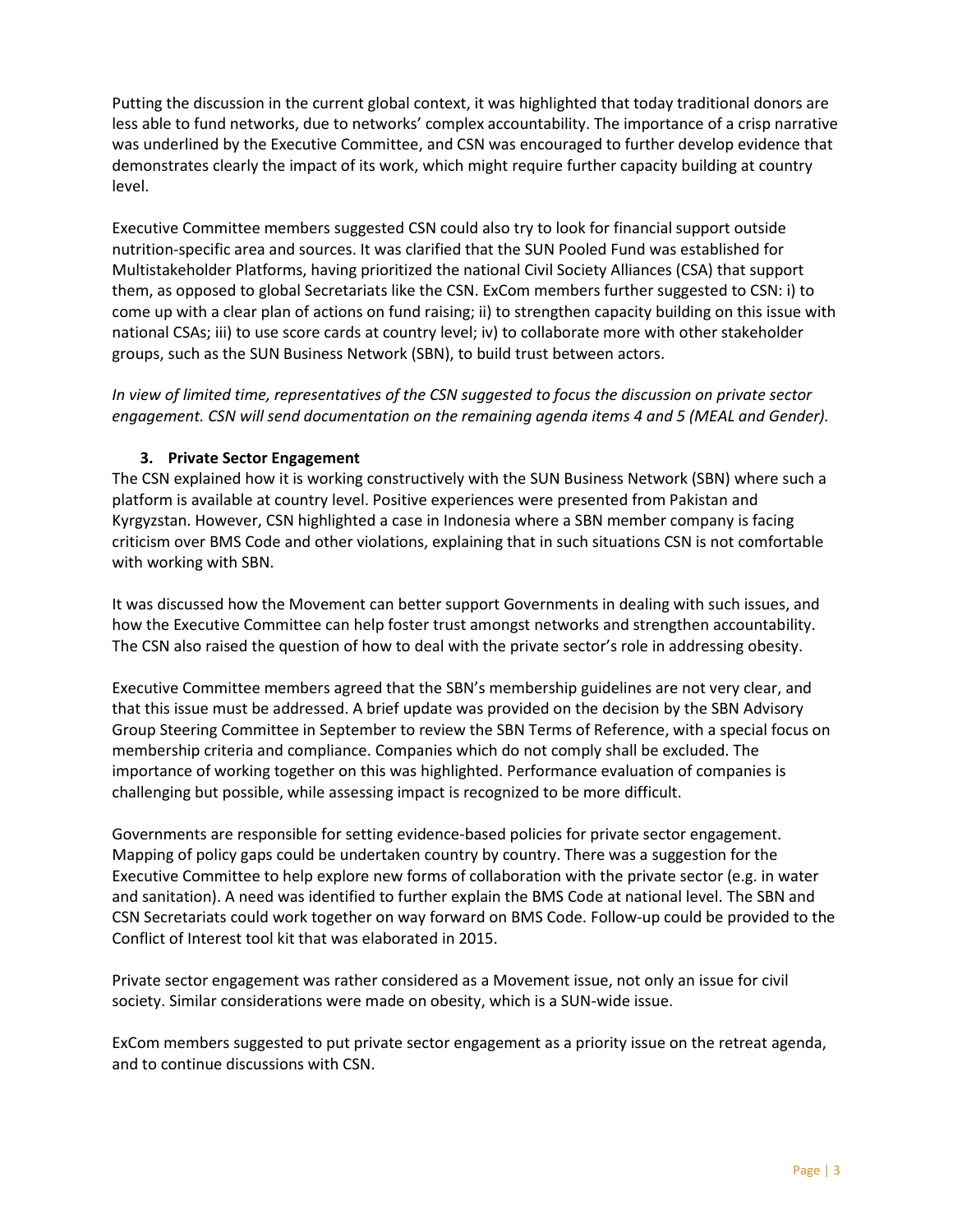Putting the discussion in the current global context, it was highlighted that today traditional donors are less able to fund networks, due to networks' complex accountability. The importance of a crisp narrative was underlined by the Executive Committee, and CSN was encouraged to further develop evidence that demonstrates clearly the impact of its work, which might require further capacity building at country level.

Executive Committee members suggested CSN could also try to look for financial support outside nutrition-specific area and sources. It was clarified that the SUN Pooled Fund was established for Multistakeholder Platforms, having prioritized the national Civil Society Alliances (CSA) that support them, as opposed to global Secretariats like the CSN. ExCom members further suggested to CSN: i) to come up with a clear plan of actions on fund raising; ii) to strengthen capacity building on this issue with national CSAs; iii) to use score cards at country level; iv) to collaborate more with other stakeholder groups, such as the SUN Business Network (SBN), to build trust between actors.

*In view of limited time, representatives of the CSN suggested to focus the discussion on private sector engagement. CSN will send documentation on the remaining agenda items 4 and 5 (MEAL and Gender).*

### 3. Private Sector Engagement

The CSN explained how it is working constructively with the SUN Business Network (SBN) where such a platform is available at country level. Positive experiences were presented from Pakistan and Kyrgyzstan. However, CSN highlighted a case in Indonesia where a SBN member company is facing criticism over BMS Code and other violations, explaining that in such situations CSN is not comfortable with working with SBN.

It was discussed how the Movement can better support Governments in dealing with such issues, and how the Executive Committee can help foster trust amongst networks and strengthen accountability. The CSN also raised the question of how to deal with the private sector's role in addressing obesity.

Executive Committee members agreed that the SBN's membership guidelines are not very clear, and that this issue must be addressed. A brief update was provided on the decision by the SBN Advisory Group Steering Committee in September to review the SBN Terms of Reference, with a special focus on membership criteria and compliance. Companies which do not comply shall be excluded. The importance of working together on this was highlighted. Performance evaluation of companies is challenging but possible, while assessing impact is recognized to be more difficult.

Governments are responsible for setting evidence-based policies for private sector engagement. Mapping of policy gaps could be undertaken country by country. There was a suggestion for the Executive Committee to help explore new forms of collaboration with the private sector (e.g. in water and sanitation). A need was identified to further explain the BMS Code at national level. The SBN and CSN Secretariats could work together on way forward on BMS Code. Follow-up could be provided to the Conflict of Interest tool kit that was elaborated in 2015.

Private sector engagement was rather considered as a Movement issue, not only an issue for civil society. Similar considerations were made on obesity, which is a SUN-wide issue.

ExCom members suggested to put private sector engagement as a priority issue on the retreat agenda, and to continue discussions with CSN.